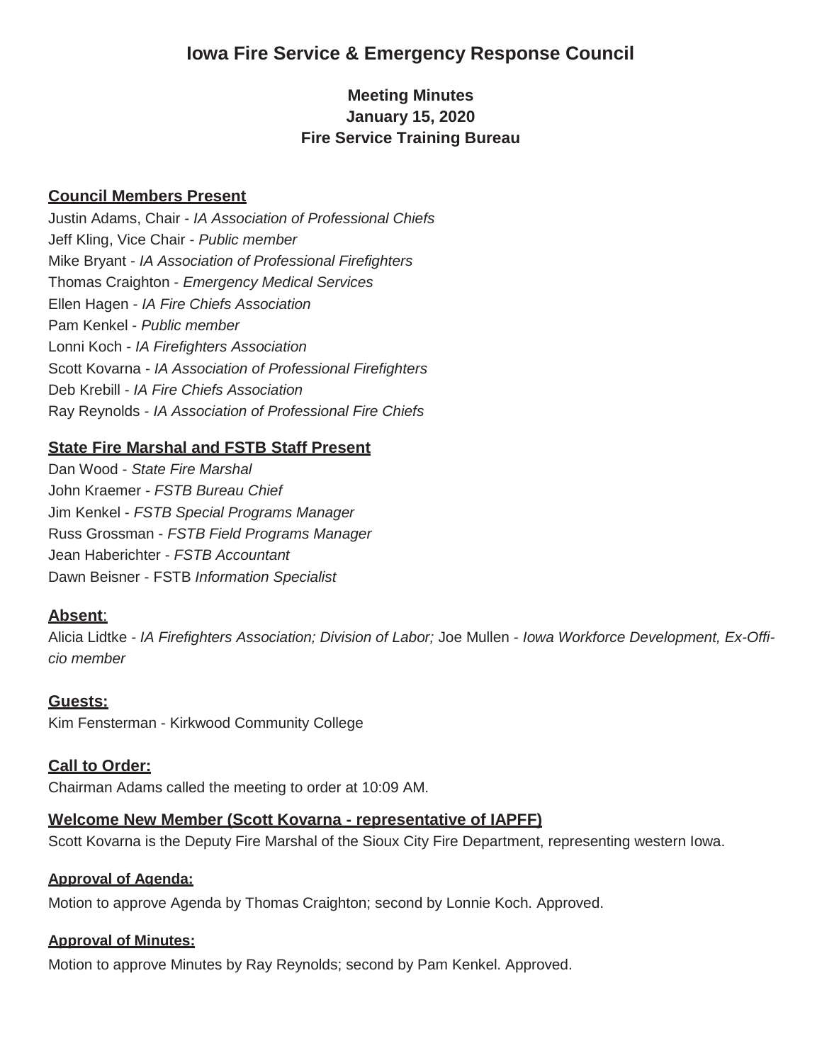# Iowa Fire Service & Emergency Response Council

**Meeting Minutes**
**January 15, 2020**
**Fire Service Training Bureau**

## Council Members Present

Justin Adams, Chair - *IA Association of Professional Chiefs*
Jeff Kling, Vice Chair - *Public member*
Mike Bryant - *IA Association of Professional Firefighters*
Thomas Craighton - *Emergency Medical Services*
Ellen Hagen - *IA Fire Chiefs Association*
Pam Kenkel - *Public member*
Lonni Koch - *IA Firefighters Association*
Scott Kovarna - *IA Association of Professional Firefighters*
Deb Krebill - *IA Fire Chiefs Association*
Ray Reynolds - *IA Association of Professional Fire Chiefs*

## State Fire Marshal and FSTB Staff Present

Dan Wood - *State Fire Marshal*
John Kraemer - *FSTB Bureau Chief*
Jim Kenkel - *FSTB Special Programs Manager*
Russ Grossman - *FSTB Field Programs Manager*
Jean Haberichter - *FSTB Accountant*
Dawn Beisner - FSTB *Information Specialist*

## Absent:

Alicia Lidtke - *IA Firefighters Association; Division of Labor;* Joe Mullen - *Iowa Workforce Development, Ex-Officio member*

## Guests:

Kim Fensterman - Kirkwood Community College

## Call to Order:

Chairman Adams called the meeting to order at 10:09 AM.

## Welcome New Member (Scott Kovarna - representative of IAPFF)

Scott Kovarna is the Deputy Fire Marshal of the Sioux City Fire Department, representing western Iowa.

### Approval of Agenda:

Motion to approve Agenda by Thomas Craighton; second by Lonnie Koch. Approved.

### Approval of Minutes:

Motion to approve Minutes by Ray Reynolds; second by Pam Kenkel. Approved.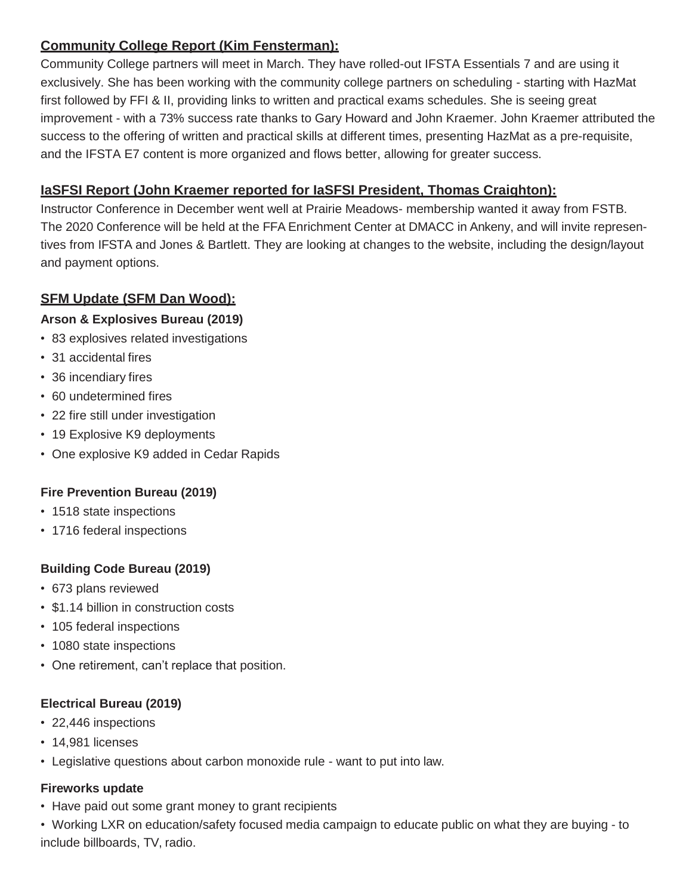**Community College Report (Kim Fensterman):**

Community College partners will meet in March. They have rolled-out IFSTA Essentials 7 and are using it exclusively. She has been working with the community college partners on scheduling - starting with HazMat first followed by FFI & II, providing links to written and practical exams schedules. She is seeing great improvement - with a 73% success rate thanks to Gary Howard and John Kraemer. John Kraemer attributed the success to the offering of written and practical skills at different times, presenting HazMat as a pre-requisite, and the IFSTA E7 content is more organized and flows better, allowing for greater success.

**IaSFSI Report (John Kraemer reported for IaSFSI President, Thomas Craighton):**

Instructor Conference in December went well at Prairie Meadows- membership wanted it away from FSTB. The 2020 Conference will be held at the FFA Enrichment Center at DMACC in Ankeny, and will invite representives from IFSTA and Jones & Bartlett. They are looking at changes to the website, including the design/layout and payment options.

**SFM Update (SFM Dan Wood):**

**Arson & Explosives Bureau (2019)**

- 83 explosives related investigations
- 31 accidental fires
- 36 incendiary fires
- 60 undetermined fires
- 22 fire still under investigation
- 19 Explosive K9 deployments
- One explosive K9 added in Cedar Rapids

**Fire Prevention Bureau (2019)**

- 1518 state inspections
- 1716 federal inspections

**Building Code Bureau (2019)**

- 673 plans reviewed
- $1.14 billion in construction costs
- 105 federal inspections
- 1080 state inspections
- One retirement, can't replace that position.

**Electrical Bureau (2019)**

- 22,446 inspections
- 14,981 licenses
- Legislative questions about carbon monoxide rule - want to put into law.

**Fireworks update**

- Have paid out some grant money to grant recipients
- Working LXR on education/safety focused media campaign to educate public on what they are buying - to include billboards, TV, radio.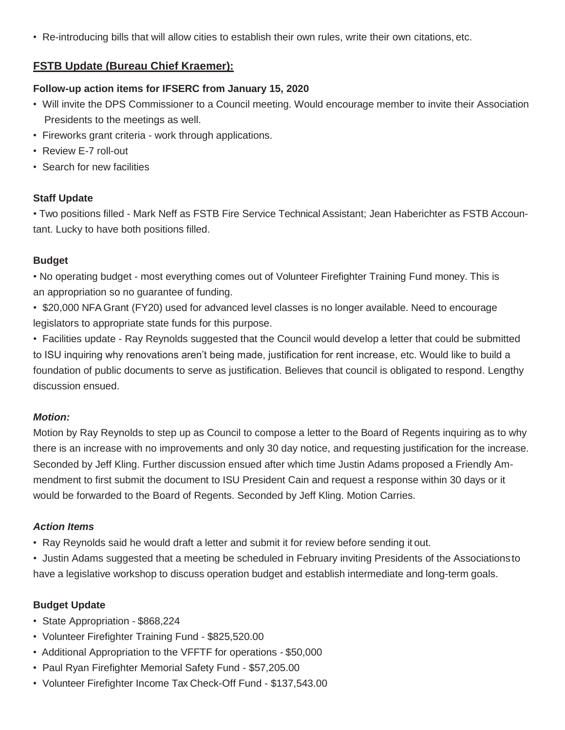- Re-introducing bills that will allow cities to establish their own rules, write their own citations, etc.

## FSTB Update (Bureau Chief Kraemer):

**Follow-up action items for IFSERC from January 15, 2020**

- Will invite the DPS Commissioner to a Council meeting. Would encourage member to invite their Association Presidents to the meetings as well.
- Fireworks grant criteria - work through applications.
- Review E-7 roll-out
- Search for new facilities

**Staff Update**

• Two positions filled - Mark Neff as FSTB Fire Service Technical Assistant; Jean Haberichter as FSTB Accountant. Lucky to have both positions filled.

**Budget**

• No operating budget - most everything comes out of Volunteer Firefighter Training Fund money. This is an appropriation so no guarantee of funding.

• $20,000 NFA Grant (FY20) used for advanced level classes is no longer available. Need to encourage legislators to appropriate state funds for this purpose.

• Facilities update - Ray Reynolds suggested that the Council would develop a letter that could be submitted to ISU inquiring why renovations aren't being made, justification for rent increase, etc. Would like to build a foundation of public documents to serve as justification. Believes that council is obligated to respond. Lengthy discussion ensued.

***Motion:***

Motion by Ray Reynolds to step up as Council to compose a letter to the Board of Regents inquiring as to why there is an increase with no improvements and only 30 day notice, and requesting justification for the increase. Seconded by Jeff Kling. Further discussion ensued after which time Justin Adams proposed a Friendly Ammendment to first submit the document to ISU President Cain and request a response within 30 days or it would be forwarded to the Board of Regents. Seconded by Jeff Kling. Motion Carries.

***Action Items***

- Ray Reynolds said he would draft a letter and submit it for review before sending it out.
- Justin Adams suggested that a meeting be scheduled in February inviting Presidents of the Associations to have a legislative workshop to discuss operation budget and establish intermediate and long-term goals.

**Budget Update**

- State Appropriation - $868,224
- Volunteer Firefighter Training Fund - $825,520.00
- Additional Appropriation to the VFFTF for operations - $50,000
- Paul Ryan Firefighter Memorial Safety Fund - $57,205.00
- Volunteer Firefighter Income Tax Check-Off Fund - $137,543.00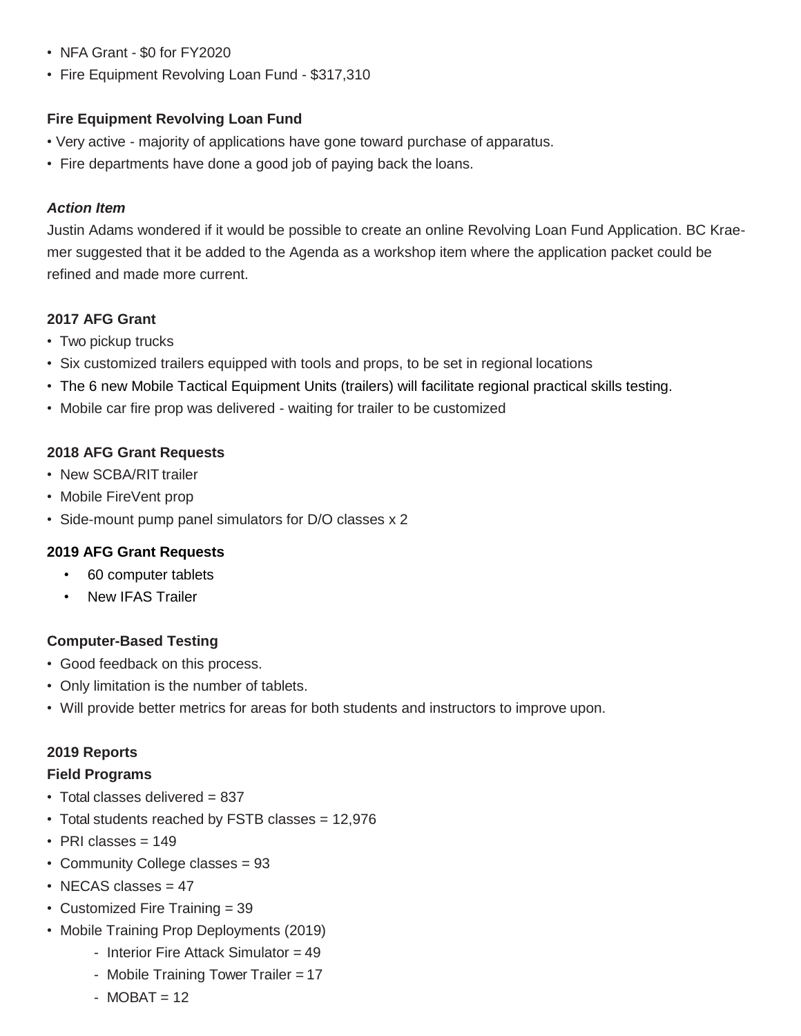- NFA Grant - $0 for FY2020
- Fire Equipment Revolving Loan Fund - $317,310

**Fire Equipment Revolving Loan Fund**

- Very active - majority of applications have gone toward purchase of apparatus.
- Fire departments have done a good job of paying back the loans.

***Action Item***

Justin Adams wondered if it would be possible to create an online Revolving Loan Fund Application. BC Kraemer suggested that it be added to the Agenda as a workshop item where the application packet could be refined and made more current.

**2017 AFG Grant**

- Two pickup trucks
- Six customized trailers equipped with tools and props, to be set in regional locations
- The 6 new Mobile Tactical Equipment Units (trailers) will facilitate regional practical skills testing.
- Mobile car fire prop was delivered - waiting for trailer to be customized

**2018 AFG Grant Requests**

- New SCBA/RIT trailer
- Mobile FireVent prop
- Side-mount pump panel simulators for D/O classes x 2

**2019 AFG Grant Requests**

- 60 computer tablets
- New IFAS Trailer

**Computer-Based Testing**

- Good feedback on this process.
- Only limitation is the number of tablets.
- Will provide better metrics for areas for both students and instructors to improve upon.

**2019 Reports**

**Field Programs**

- Total classes delivered = 837
- Total students reached by FSTB classes = 12,976
- PRI classes = 149
- Community College classes = 93
- NECAS classes = 47
- Customized Fire Training = 39
- Mobile Training Prop Deployments (2019)
  - Interior Fire Attack Simulator = 49
  - Mobile Training Tower Trailer = 17
  - MOBAT = 12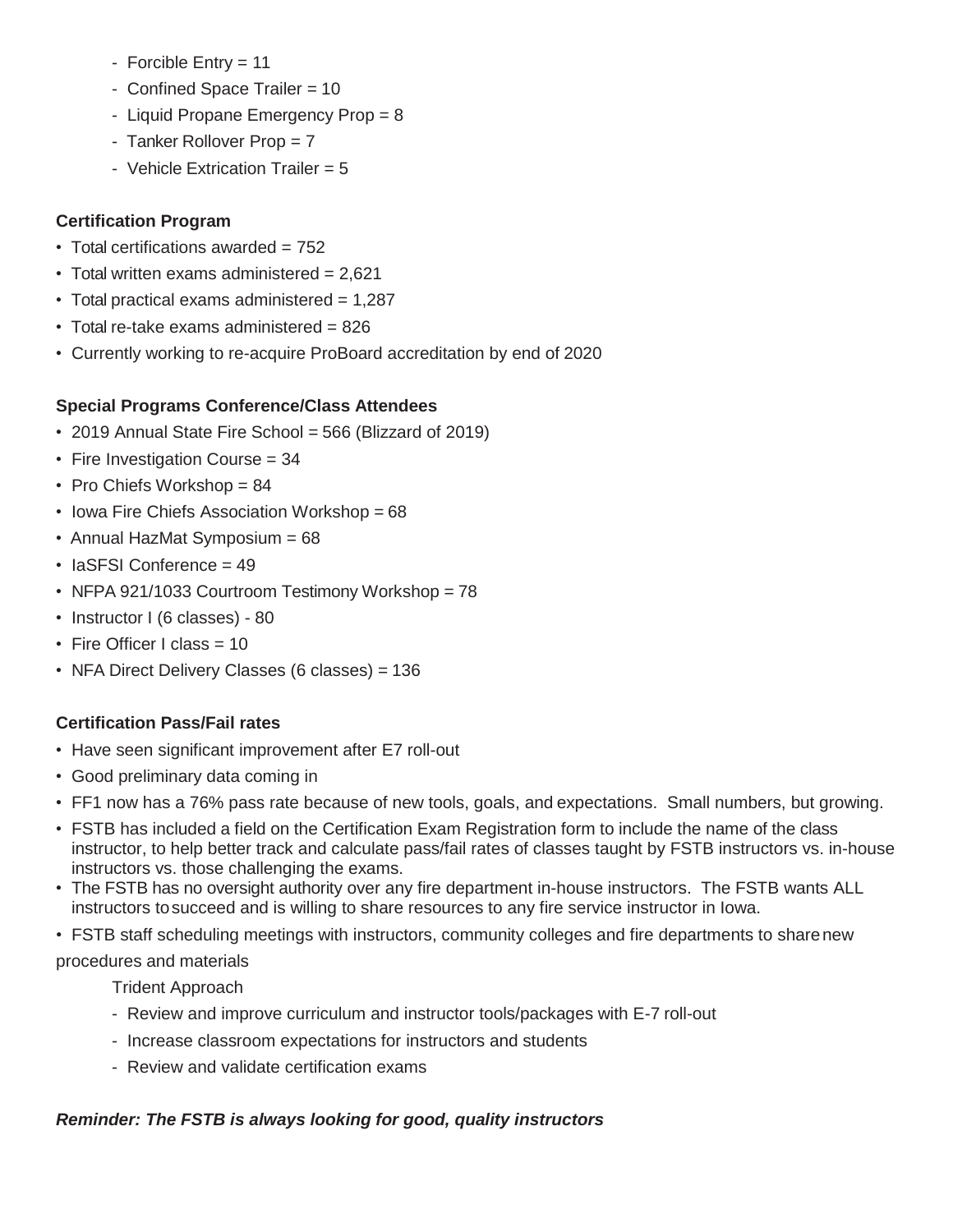- Forcible Entry = 11
- Confined Space Trailer = 10
- Liquid Propane Emergency Prop = 8
- Tanker Rollover Prop = 7
- Vehicle Extrication Trailer = 5

**Certification Program**

- Total certifications awarded = 752
- Total written exams administered = 2,621
- Total practical exams administered = 1,287
- Total re-take exams administered = 826
- Currently working to re-acquire ProBoard accreditation by end of 2020

**Special Programs Conference/Class Attendees**

- 2019 Annual State Fire School = 566 (Blizzard of 2019)
- Fire Investigation Course = 34
- Pro Chiefs Workshop = 84
- Iowa Fire Chiefs Association Workshop = 68
- Annual HazMat Symposium = 68
- IaSFSI Conference = 49
- NFPA 921/1033 Courtroom Testimony Workshop = 78
- Instructor I (6 classes) - 80
- Fire Officer I class = 10
- NFA Direct Delivery Classes (6 classes) = 136

**Certification Pass/Fail rates**

- Have seen significant improvement after E7 roll-out
- Good preliminary data coming in
- FF1 now has a 76% pass rate because of new tools, goals, and expectations. Small numbers, but growing.
- FSTB has included a field on the Certification Exam Registration form to include the name of the class instructor, to help better track and calculate pass/fail rates of classes taught by FSTB instructors vs. in-house instructors vs. those challenging the exams.
- The FSTB has no oversight authority over any fire department in-house instructors. The FSTB wants ALL instructors to succeed and is willing to share resources to any fire service instructor in Iowa.
- FSTB staff scheduling meetings with instructors, community colleges and fire departments to share new procedures and materials

  Trident Approach

  - Review and improve curriculum and instructor tools/packages with E-7 roll-out
  - Increase classroom expectations for instructors and students
  - Review and validate certification exams

***Reminder: The FSTB is always looking for good, quality instructors***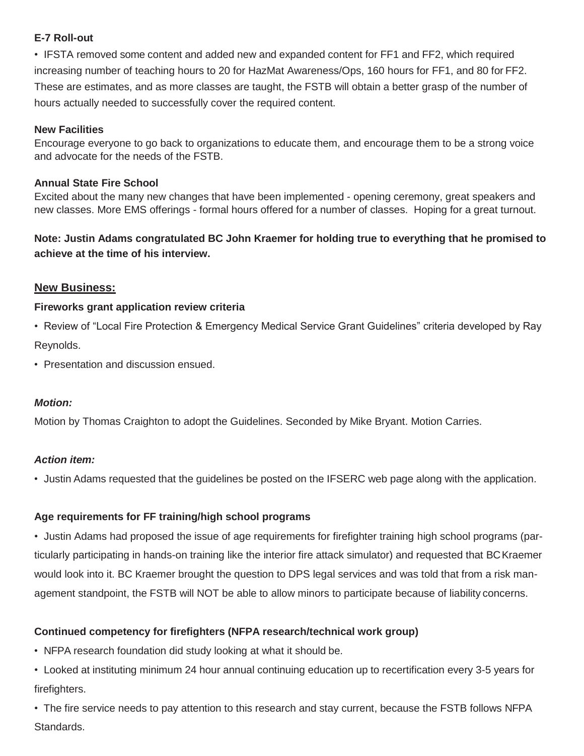**E-7 Roll-out**

- IFSTA removed some content and added new and expanded content for FF1 and FF2, which required increasing number of teaching hours to 20 for HazMat Awareness/Ops, 160 hours for FF1, and 80 for FF2. These are estimates, and as more classes are taught, the FSTB will obtain a better grasp of the number of hours actually needed to successfully cover the required content.

**New Facilities**

Encourage everyone to go back to organizations to educate them, and encourage them to be a strong voice and advocate for the needs of the FSTB.

**Annual State Fire School**

Excited about the many new changes that have been implemented - opening ceremony, great speakers and new classes. More EMS offerings - formal hours offered for a number of classes. Hoping for a great turnout.

**Note: Justin Adams congratulated BC John Kraemer for holding true to everything that he promised to achieve at the time of his interview.**

## New Business:

**Fireworks grant application review criteria**

- Review of "Local Fire Protection & Emergency Medical Service Grant Guidelines" criteria developed by Ray Reynolds.
- Presentation and discussion ensued.

***Motion:***

Motion by Thomas Craighton to adopt the Guidelines. Seconded by Mike Bryant. Motion Carries.

***Action item:***

- Justin Adams requested that the guidelines be posted on the IFSERC web page along with the application.

**Age requirements for FF training/high school programs**

- Justin Adams had proposed the issue of age requirements for firefighter training high school programs (particularly participating in hands-on training like the interior fire attack simulator) and requested that BC Kraemer would look into it. BC Kraemer brought the question to DPS legal services and was told that from a risk management standpoint, the FSTB will NOT be able to allow minors to participate because of liability concerns.

**Continued competency for firefighters (NFPA research/technical work group)**

- NFPA research foundation did study looking at what it should be.
- Looked at instituting minimum 24 hour annual continuing education up to recertification every 3-5 years for firefighters.
- The fire service needs to pay attention to this research and stay current, because the FSTB follows NFPA Standards.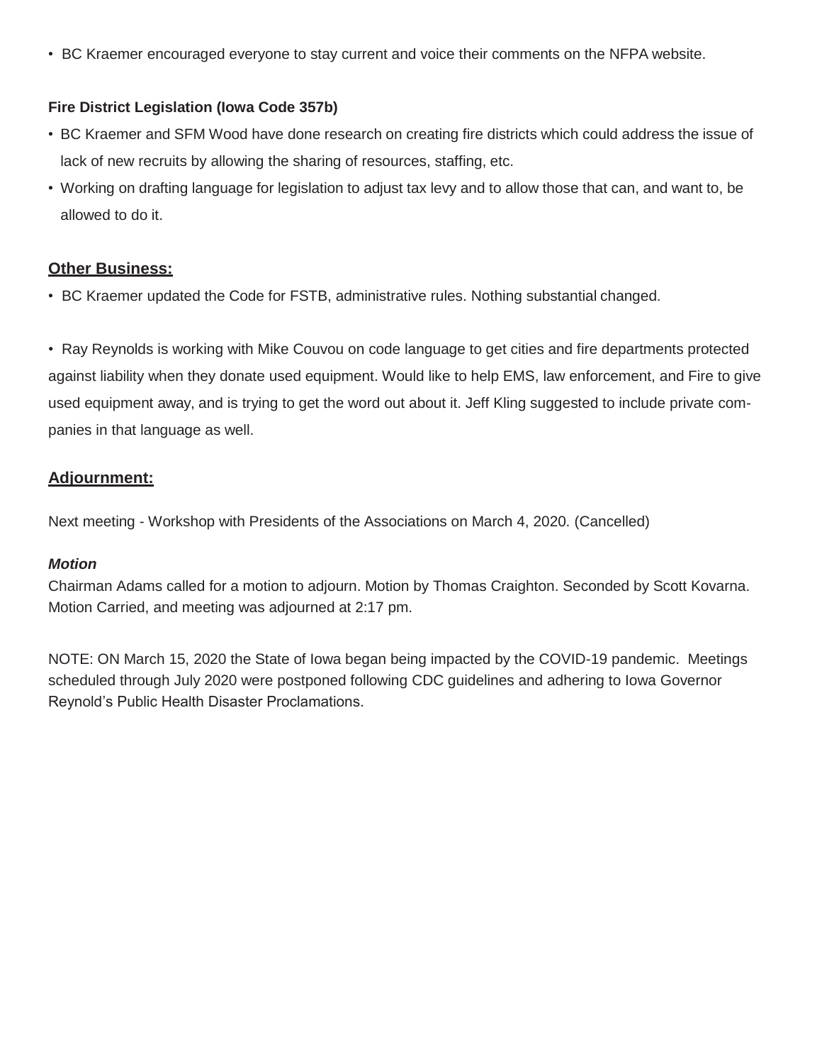- BC Kraemer encouraged everyone to stay current and voice their comments on the NFPA website.

**Fire District Legislation (Iowa Code 357b)**

- BC Kraemer and SFM Wood have done research on creating fire districts which could address the issue of lack of new recruits by allowing the sharing of resources, staffing, etc.
- Working on drafting language for legislation to adjust tax levy and to allow those that can, and want to, be allowed to do it.

## Other Business:

- BC Kraemer updated the Code for FSTB, administrative rules. Nothing substantial changed.

- Ray Reynolds is working with Mike Couvou on code language to get cities and fire departments protected against liability when they donate used equipment. Would like to help EMS, law enforcement, and Fire to give used equipment away, and is trying to get the word out about it. Jeff Kling suggested to include private companies in that language as well.

## Adjournment:

Next meeting - Workshop with Presidents of the Associations on March 4, 2020. (Cancelled)

***Motion***

Chairman Adams called for a motion to adjourn. Motion by Thomas Craighton. Seconded by Scott Kovarna. Motion Carried, and meeting was adjourned at 2:17 pm.

NOTE: ON March 15, 2020 the State of Iowa began being impacted by the COVID-19 pandemic. Meetings scheduled through July 2020 were postponed following CDC guidelines and adhering to Iowa Governor Reynold's Public Health Disaster Proclamations.